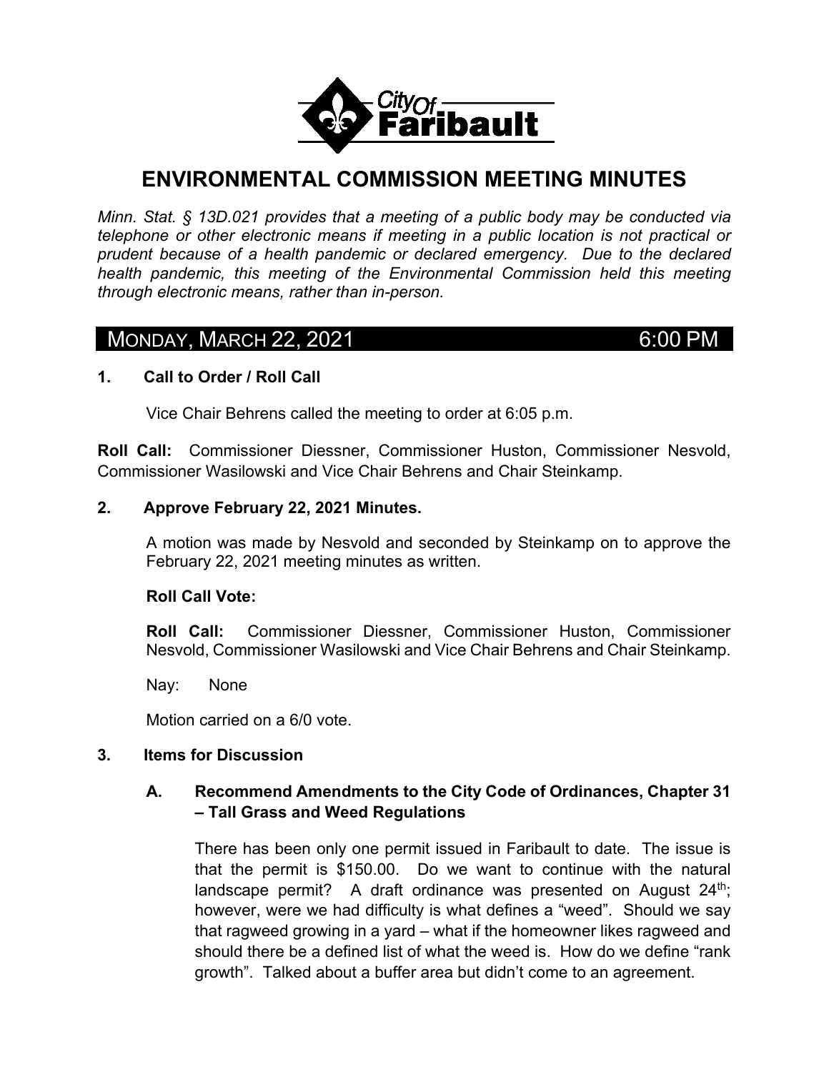# ENVIRONMENTAL COMMISSION MEETING MINUTES

*Minn. Stat. § 13D.021 provides that a meeting of a public body may be conducted via telephone or other electronic means if meeting in a public location is not practical or prudent because of a health pandemic or declared emergency. Due to the declared health pandemic, this meeting of the Environmental Commission held this meeting through electronic means, rather than in-person.*

## MONDAY, MARCH 22, 2021 — 6:00 PM

**1. Call to Order / Roll Call**

Vice Chair Behrens called the meeting to order at 6:05 p.m.

**Roll Call:** Commissioner Diessner, Commissioner Huston, Commissioner Nesvold, Commissioner Wasilowski and Vice Chair Behrens and Chair Steinkamp.

**2. Approve February 22, 2021 Minutes.**

A motion was made by Nesvold and seconded by Steinkamp on to approve the February 22, 2021 meeting minutes as written.

**Roll Call Vote:**

**Roll Call:** Commissioner Diessner, Commissioner Huston, Commissioner Nesvold, Commissioner Wasilowski and Vice Chair Behrens and Chair Steinkamp.

Nay: None

Motion carried on a 6/0 vote.

**3. Items for Discussion**

**A. Recommend Amendments to the City Code of Ordinances, Chapter 31 – Tall Grass and Weed Regulations**

There has been only one permit issued in Faribault to date. The issue is that the permit is $150.00. Do we want to continue with the natural landscape permit? A draft ordinance was presented on August 24th; however, were we had difficulty is what defines a "weed". Should we say that ragweed growing in a yard – what if the homeowner likes ragweed and should there be a defined list of what the weed is. How do we define "rank growth". Talked about a buffer area but didn't come to an agreement.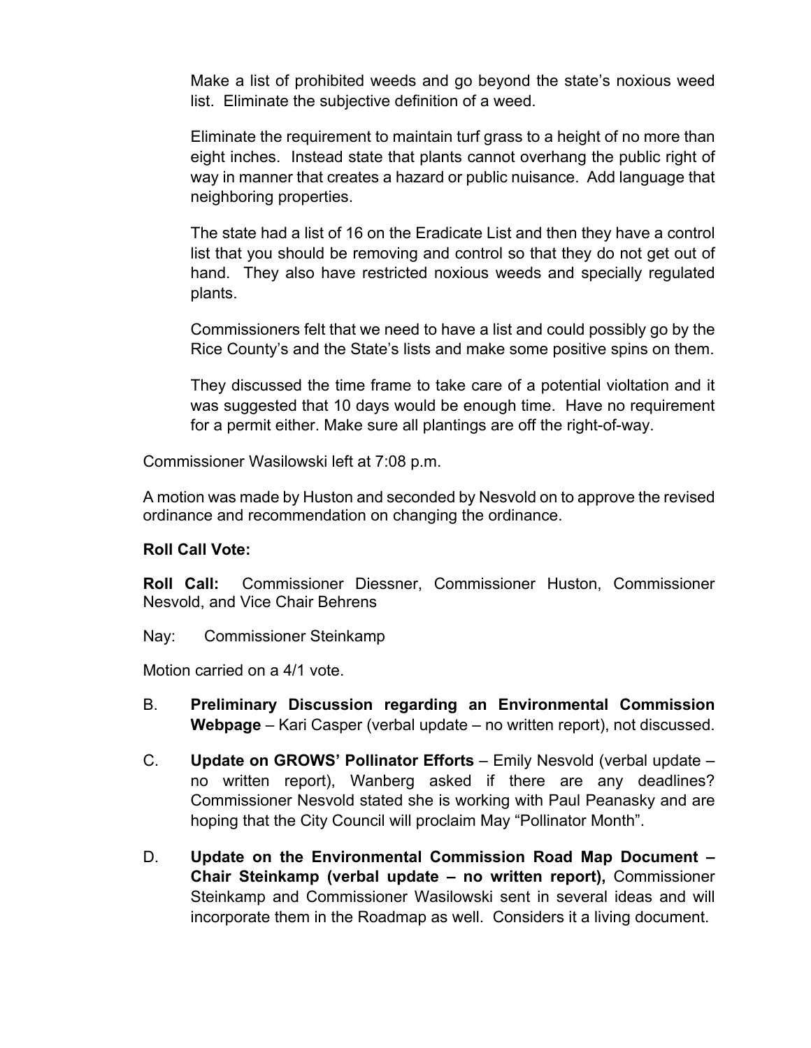Make a list of prohibited weeds and go beyond the state's noxious weed list. Eliminate the subjective definition of a weed.

Eliminate the requirement to maintain turf grass to a height of no more than eight inches. Instead state that plants cannot overhang the public right of way in manner that creates a hazard or public nuisance. Add language that neighboring properties.

The state had a list of 16 on the Eradicate List and then they have a control list that you should be removing and control so that they do not get out of hand. They also have restricted noxious weeds and specially regulated plants.

Commissioners felt that we need to have a list and could possibly go by the Rice County's and the State's lists and make some positive spins on them.

They discussed the time frame to take care of a potential violtation and it was suggested that 10 days would be enough time. Have no requirement for a permit either. Make sure all plantings are off the right-of-way.

Commissioner Wasilowski left at 7:08 p.m.

A motion was made by Huston and seconded by Nesvold on to approve the revised ordinance and recommendation on changing the ordinance.

**Roll Call Vote:**

**Roll Call:** Commissioner Diessner, Commissioner Huston, Commissioner Nesvold, and Vice Chair Behrens

Nay: Commissioner Steinkamp

Motion carried on a 4/1 vote.

B. **Preliminary Discussion regarding an Environmental Commission Webpage** – Kari Casper (verbal update – no written report), not discussed.

C. **Update on GROWS' Pollinator Efforts** – Emily Nesvold (verbal update – no written report), Wanberg asked if there are any deadlines? Commissioner Nesvold stated she is working with Paul Peanasky and are hoping that the City Council will proclaim May "Pollinator Month".

D. **Update on the Environmental Commission Road Map Document – Chair Steinkamp (verbal update – no written report),** Commissioner Steinkamp and Commissioner Wasilowski sent in several ideas and will incorporate them in the Roadmap as well. Considers it a living document.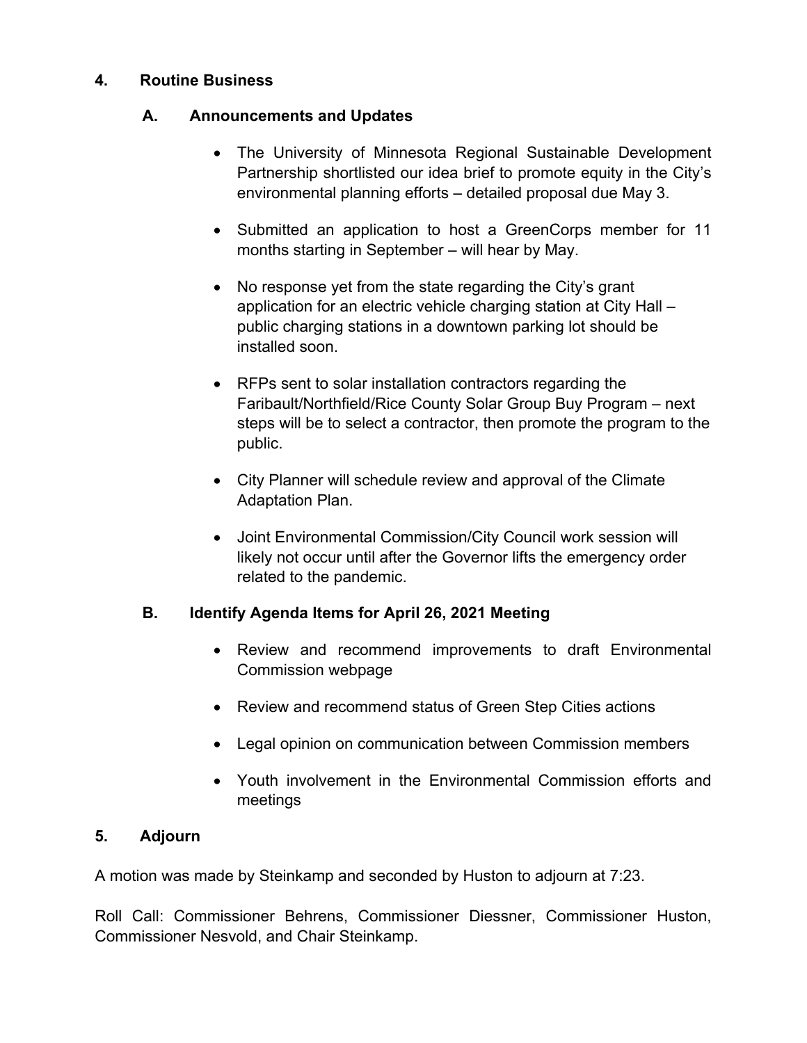## 4. Routine Business

### A. Announcements and Updates

- The University of Minnesota Regional Sustainable Development Partnership shortlisted our idea brief to promote equity in the City's environmental planning efforts – detailed proposal due May 3.

- Submitted an application to host a GreenCorps member for 11 months starting in September – will hear by May.

- No response yet from the state regarding the City's grant application for an electric vehicle charging station at City Hall – public charging stations in a downtown parking lot should be installed soon.

- RFPs sent to solar installation contractors regarding the Faribault/Northfield/Rice County Solar Group Buy Program – next steps will be to select a contractor, then promote the program to the public.

- City Planner will schedule review and approval of the Climate Adaptation Plan.

- Joint Environmental Commission/City Council work session will likely not occur until after the Governor lifts the emergency order related to the pandemic.

### B. Identify Agenda Items for April 26, 2021 Meeting

- Review and recommend improvements to draft Environmental Commission webpage

- Review and recommend status of Green Step Cities actions

- Legal opinion on communication between Commission members

- Youth involvement in the Environmental Commission efforts and meetings

## 5. Adjourn

A motion was made by Steinkamp and seconded by Huston to adjourn at 7:23.

Roll Call: Commissioner Behrens, Commissioner Diessner, Commissioner Huston, Commissioner Nesvold, and Chair Steinkamp.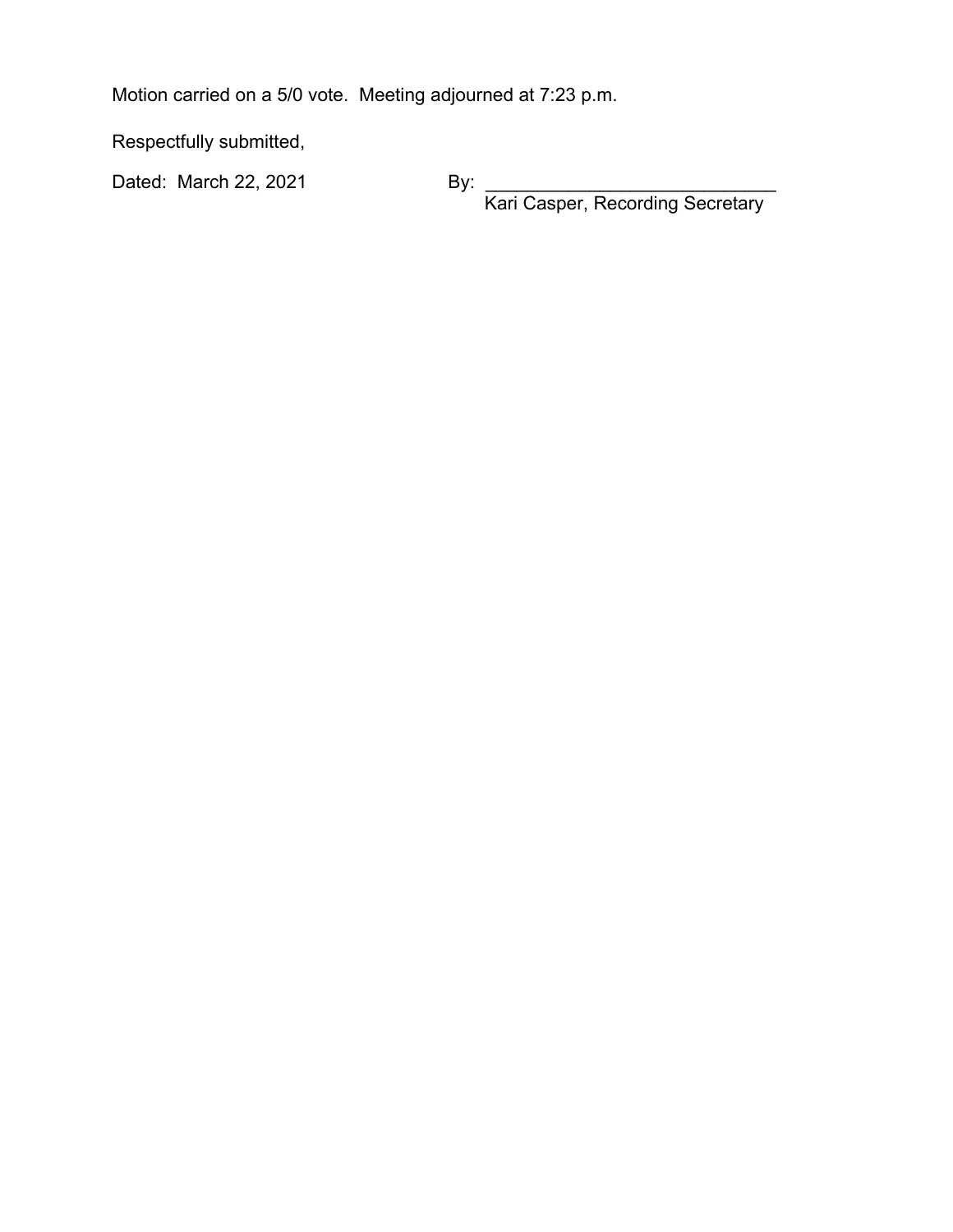Motion carried on a 5/0 vote. Meeting adjourned at 7:23 p.m.

Respectfully submitted,

Dated: March 22, 2021 By: ____________________________
Kari Casper, Recording Secretary